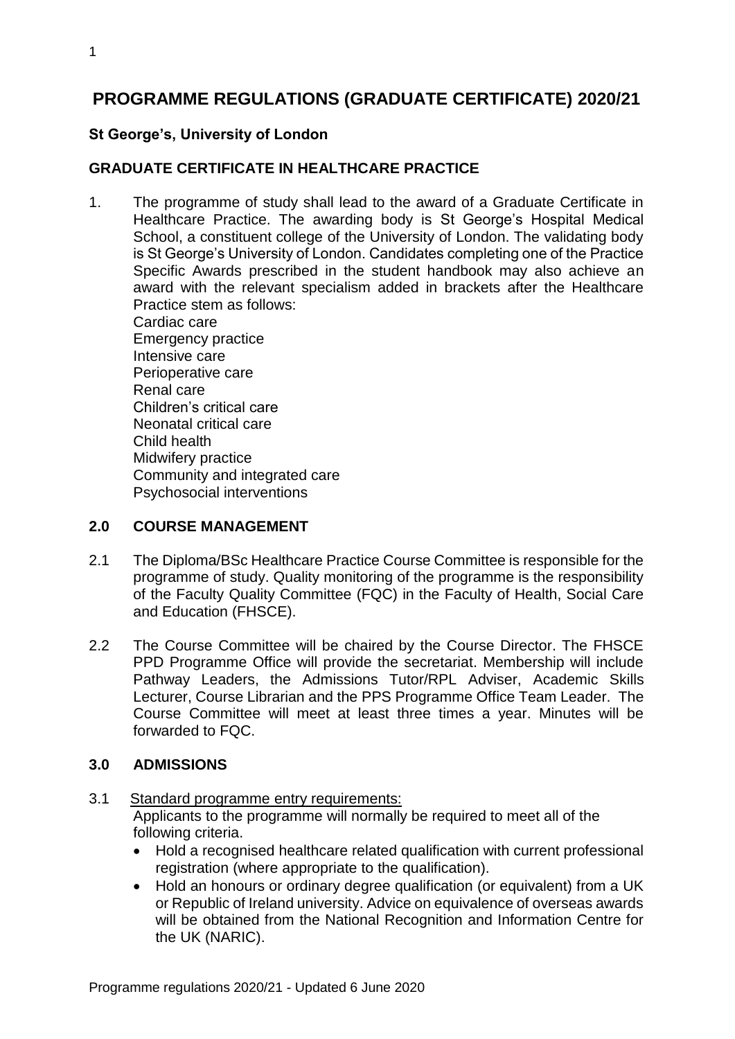# PROGRAMME REGULATIONS (GRADUATE CERTIFICATE) 2020/21

**St George's, University of London**

**GRADUATE CERTIFICATE IN HEALTHCARE PRACTICE**

1. The programme of study shall lead to the award of a Graduate Certificate in Healthcare Practice. The awarding body is St George's Hospital Medical School, a constituent college of the University of London. The validating body is St George's University of London. Candidates completing one of the Practice Specific Awards prescribed in the student handbook may also achieve an award with the relevant specialism added in brackets after the Healthcare Practice stem as follows:
   Cardiac care
   Emergency practice
   Intensive care
   Perioperative care
   Renal care
   Children's critical care
   Neonatal critical care
   Child health
   Midwifery practice
   Community and integrated care
   Psychosocial interventions

## 2.0 COURSE MANAGEMENT

2.1 The Diploma/BSc Healthcare Practice Course Committee is responsible for the programme of study. Quality monitoring of the programme is the responsibility of the Faculty Quality Committee (FQC) in the Faculty of Health, Social Care and Education (FHSCE).

2.2 The Course Committee will be chaired by the Course Director. The FHSCE PPD Programme Office will provide the secretariat. Membership will include Pathway Leaders, the Admissions Tutor/RPL Adviser, Academic Skills Lecturer, Course Librarian and the PPS Programme Office Team Leader. The Course Committee will meet at least three times a year. Minutes will be forwarded to FQC.

## 3.0 ADMISSIONS

3.1 Standard programme entry requirements:
Applicants to the programme will normally be required to meet all of the following criteria.

- Hold a recognised healthcare related qualification with current professional registration (where appropriate to the qualification).
- Hold an honours or ordinary degree qualification (or equivalent) from a UK or Republic of Ireland university. Advice on equivalence of overseas awards will be obtained from the National Recognition and Information Centre for the UK (NARIC).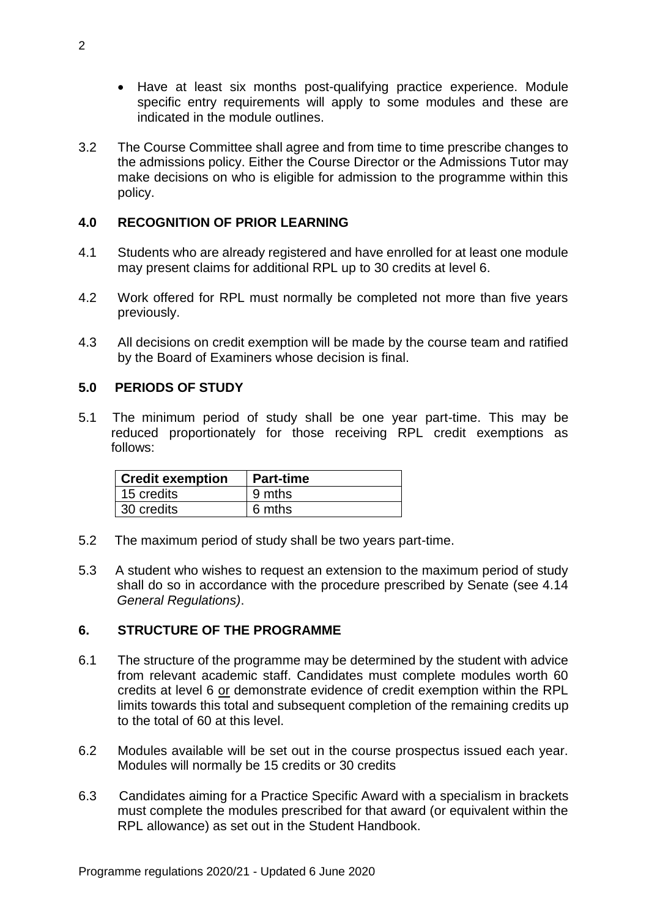- Have at least six months post-qualifying practice experience. Module specific entry requirements will apply to some modules and these are indicated in the module outlines.

3.2 The Course Committee shall agree and from time to time prescribe changes to the admissions policy. Either the Course Director or the Admissions Tutor may make decisions on who is eligible for admission to the programme within this policy.

## 4.0 RECOGNITION OF PRIOR LEARNING

4.1 Students who are already registered and have enrolled for at least one module may present claims for additional RPL up to 30 credits at level 6.

4.2 Work offered for RPL must normally be completed not more than five years previously.

4.3 All decisions on credit exemption will be made by the course team and ratified by the Board of Examiners whose decision is final.

## 5.0 PERIODS OF STUDY

5.1 The minimum period of study shall be one year part-time. This may be reduced proportionately for those receiving RPL credit exemptions as follows:

| Credit exemption | Part-time |
|---|---|
| 15 credits | 9 mths |
| 30 credits | 6 mths |

5.2 The maximum period of study shall be two years part-time.

5.3 A student who wishes to request an extension to the maximum period of study shall do so in accordance with the procedure prescribed by Senate (see 4.14 *General Regulations)*.

## 6. STRUCTURE OF THE PROGRAMME

6.1 The structure of the programme may be determined by the student with advice from relevant academic staff. Candidates must complete modules worth 60 credits at level 6 or demonstrate evidence of credit exemption within the RPL limits towards this total and subsequent completion of the remaining credits up to the total of 60 at this level.

6.2 Modules available will be set out in the course prospectus issued each year. Modules will normally be 15 credits or 30 credits

6.3 Candidates aiming for a Practice Specific Award with a specialism in brackets must complete the modules prescribed for that award (or equivalent within the RPL allowance) as set out in the Student Handbook.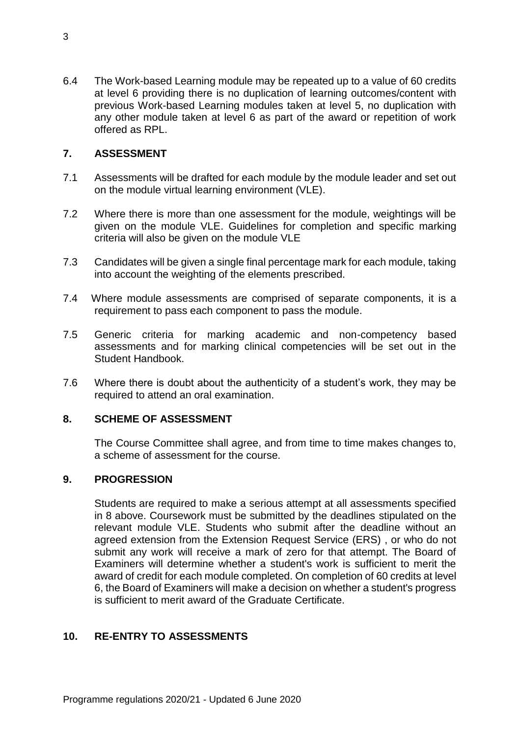6.4 The Work-based Learning module may be repeated up to a value of 60 credits at level 6 providing there is no duplication of learning outcomes/content with previous Work-based Learning modules taken at level 5, no duplication with any other module taken at level 6 as part of the award or repetition of work offered as RPL.

## 7. ASSESSMENT

7.1 Assessments will be drafted for each module by the module leader and set out on the module virtual learning environment (VLE).

7.2 Where there is more than one assessment for the module, weightings will be given on the module VLE. Guidelines for completion and specific marking criteria will also be given on the module VLE

7.3 Candidates will be given a single final percentage mark for each module, taking into account the weighting of the elements prescribed.

7.4 Where module assessments are comprised of separate components, it is a requirement to pass each component to pass the module.

7.5 Generic criteria for marking academic and non-competency based assessments and for marking clinical competencies will be set out in the Student Handbook.

7.6 Where there is doubt about the authenticity of a student's work, they may be required to attend an oral examination.

## 8. SCHEME OF ASSESSMENT

The Course Committee shall agree, and from time to time makes changes to, a scheme of assessment for the course.

## 9. PROGRESSION

Students are required to make a serious attempt at all assessments specified in 8 above. Coursework must be submitted by the deadlines stipulated on the relevant module VLE. Students who submit after the deadline without an agreed extension from the Extension Request Service (ERS) , or who do not submit any work will receive a mark of zero for that attempt. The Board of Examiners will determine whether a student's work is sufficient to merit the award of credit for each module completed. On completion of 60 credits at level 6, the Board of Examiners will make a decision on whether a student's progress is sufficient to merit award of the Graduate Certificate.

## 10. RE-ENTRY TO ASSESSMENTS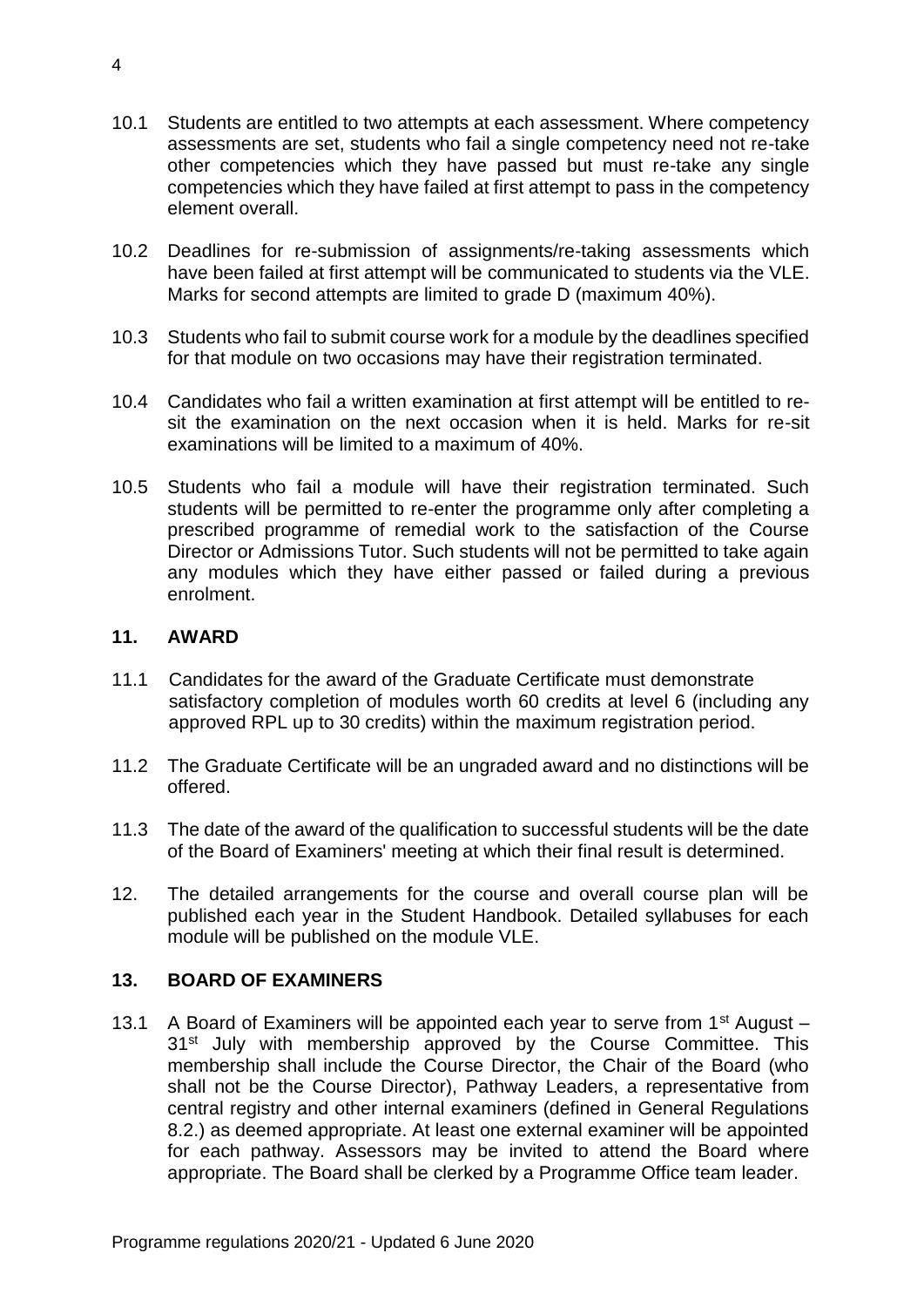10.1 Students are entitled to two attempts at each assessment. Where competency assessments are set, students who fail a single competency need not re-take other competencies which they have passed but must re-take any single competencies which they have failed at first attempt to pass in the competency element overall.

10.2 Deadlines for re-submission of assignments/re-taking assessments which have been failed at first attempt will be communicated to students via the VLE. Marks for second attempts are limited to grade D (maximum 40%).

10.3 Students who fail to submit course work for a module by the deadlines specified for that module on two occasions may have their registration terminated.

10.4 Candidates who fail a written examination at first attempt will be entitled to re-sit the examination on the next occasion when it is held. Marks for re-sit examinations will be limited to a maximum of 40%.

10.5 Students who fail a module will have their registration terminated. Such students will be permitted to re-enter the programme only after completing a prescribed programme of remedial work to the satisfaction of the Course Director or Admissions Tutor. Such students will not be permitted to take again any modules which they have either passed or failed during a previous enrolment.

## 11. AWARD

11.1 Candidates for the award of the Graduate Certificate must demonstrate satisfactory completion of modules worth 60 credits at level 6 (including any approved RPL up to 30 credits) within the maximum registration period.

11.2 The Graduate Certificate will be an ungraded award and no distinctions will be offered.

11.3 The date of the award of the qualification to successful students will be the date of the Board of Examiners' meeting at which their final result is determined.

12. The detailed arrangements for the course and overall course plan will be published each year in the Student Handbook. Detailed syllabuses for each module will be published on the module VLE.

## 13. BOARD OF EXAMINERS

13.1 A Board of Examiners will be appointed each year to serve from 1st August – 31st July with membership approved by the Course Committee. This membership shall include the Course Director, the Chair of the Board (who shall not be the Course Director), Pathway Leaders, a representative from central registry and other internal examiners (defined in General Regulations 8.2.) as deemed appropriate. At least one external examiner will be appointed for each pathway. Assessors may be invited to attend the Board where appropriate. The Board shall be clerked by a Programme Office team leader.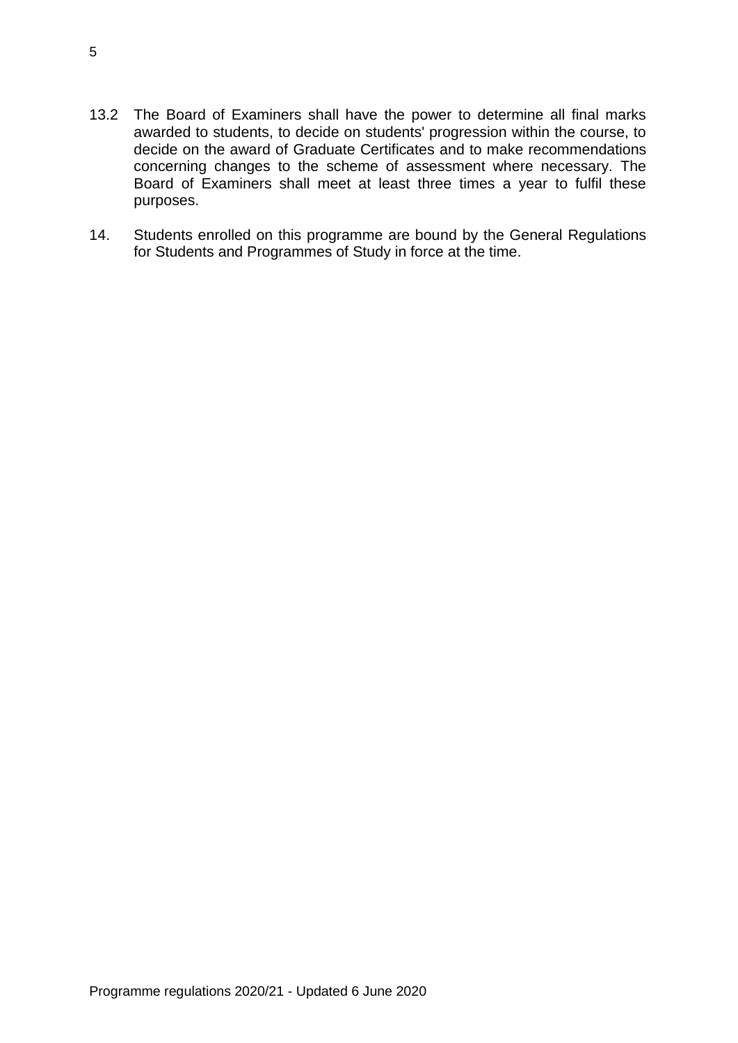13.2 The Board of Examiners shall have the power to determine all final marks awarded to students, to decide on students' progression within the course, to decide on the award of Graduate Certificates and to make recommendations concerning changes to the scheme of assessment where necessary. The Board of Examiners shall meet at least three times a year to fulfil these purposes.

14. Students enrolled on this programme are bound by the General Regulations for Students and Programmes of Study in force at the time.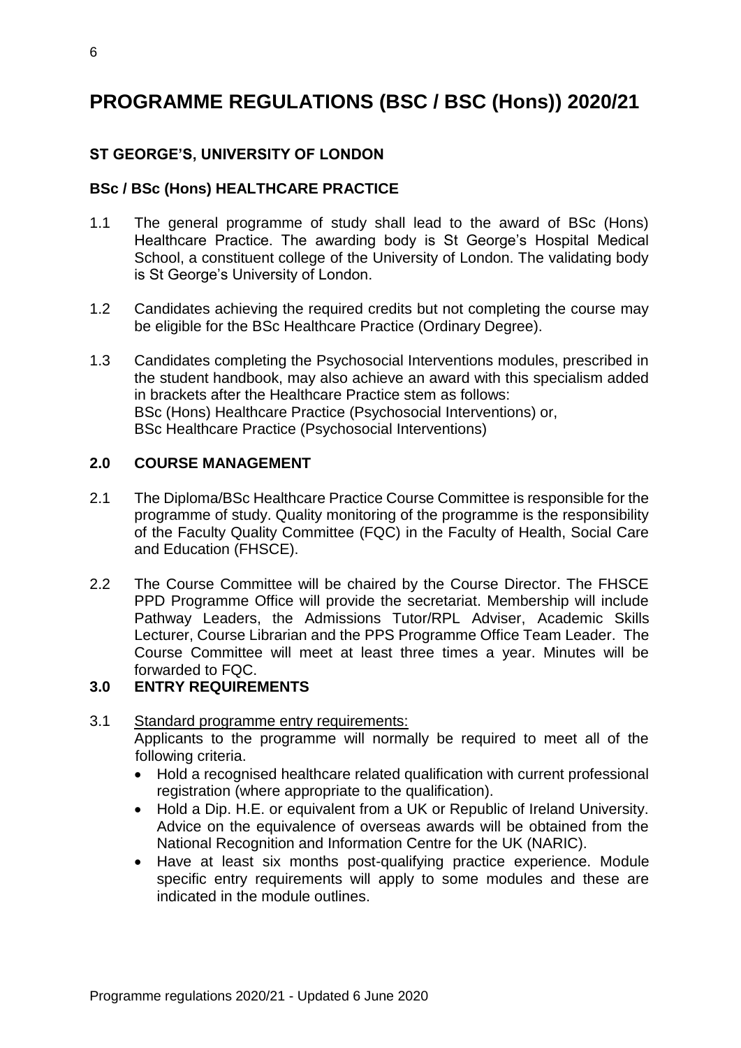# PROGRAMME REGULATIONS (BSC / BSC (Hons)) 2020/21

### ST GEORGE'S, UNIVERSITY OF LONDON

### BSc / BSc (Hons) HEALTHCARE PRACTICE

1.1 The general programme of study shall lead to the award of BSc (Hons) Healthcare Practice. The awarding body is St George's Hospital Medical School, a constituent college of the University of London. The validating body is St George's University of London.

1.2 Candidates achieving the required credits but not completing the course may be eligible for the BSc Healthcare Practice (Ordinary Degree).

1.3 Candidates completing the Psychosocial Interventions modules, prescribed in the student handbook, may also achieve an award with this specialism added in brackets after the Healthcare Practice stem as follows:
BSc (Hons) Healthcare Practice (Psychosocial Interventions) or,
BSc Healthcare Practice (Psychosocial Interventions)

### 2.0 COURSE MANAGEMENT

2.1 The Diploma/BSc Healthcare Practice Course Committee is responsible for the programme of study. Quality monitoring of the programme is the responsibility of the Faculty Quality Committee (FQC) in the Faculty of Health, Social Care and Education (FHSCE).

2.2 The Course Committee will be chaired by the Course Director. The FHSCE PPD Programme Office will provide the secretariat. Membership will include Pathway Leaders, the Admissions Tutor/RPL Adviser, Academic Skills Lecturer, Course Librarian and the PPS Programme Office Team Leader. The Course Committee will meet at least three times a year. Minutes will be forwarded to FQC.

### 3.0 ENTRY REQUIREMENTS

3.1 Standard programme entry requirements:
Applicants to the programme will normally be required to meet all of the following criteria.

- Hold a recognised healthcare related qualification with current professional registration (where appropriate to the qualification).
- Hold a Dip. H.E. or equivalent from a UK or Republic of Ireland University. Advice on the equivalence of overseas awards will be obtained from the National Recognition and Information Centre for the UK (NARIC).
- Have at least six months post-qualifying practice experience. Module specific entry requirements will apply to some modules and these are indicated in the module outlines.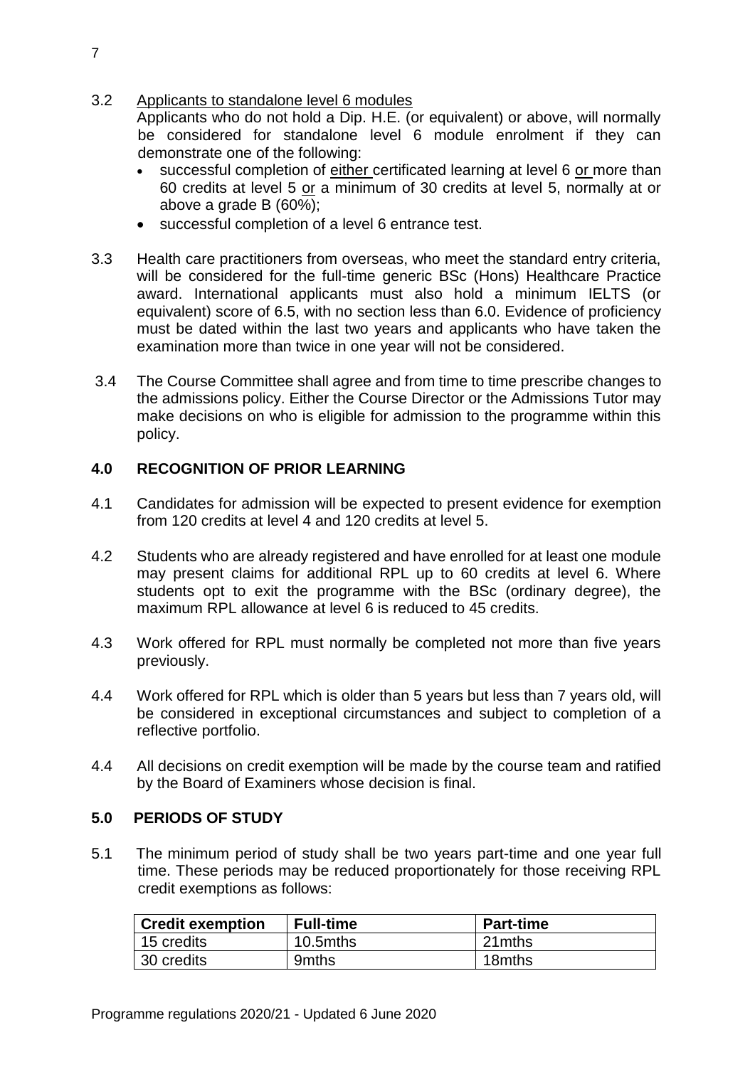3.2 <u>Applicants to standalone level 6 modules</u>
Applicants who do not hold a Dip. H.E. (or equivalent) or above, will normally be considered for standalone level 6 module enrolment if they can demonstrate one of the following:

- successful completion of <u>either</u> certificated learning at level 6 <u>or</u> more than 60 credits at level 5 <u>or</u> a minimum of 30 credits at level 5, normally at or above a grade B (60%);
- successful completion of a level 6 entrance test.

3.3 Health care practitioners from overseas, who meet the standard entry criteria, will be considered for the full-time generic BSc (Hons) Healthcare Practice award. International applicants must also hold a minimum IELTS (or equivalent) score of 6.5, with no section less than 6.0. Evidence of proficiency must be dated within the last two years and applicants who have taken the examination more than twice in one year will not be considered.

3.4 The Course Committee shall agree and from time to time prescribe changes to the admissions policy. Either the Course Director or the Admissions Tutor may make decisions on who is eligible for admission to the programme within this policy.

## 4.0 RECOGNITION OF PRIOR LEARNING

4.1 Candidates for admission will be expected to present evidence for exemption from 120 credits at level 4 and 120 credits at level 5.

4.2 Students who are already registered and have enrolled for at least one module may present claims for additional RPL up to 60 credits at level 6. Where students opt to exit the programme with the BSc (ordinary degree), the maximum RPL allowance at level 6 is reduced to 45 credits.

4.3 Work offered for RPL must normally be completed not more than five years previously.

4.4 Work offered for RPL which is older than 5 years but less than 7 years old, will be considered in exceptional circumstances and subject to completion of a reflective portfolio.

4.4 All decisions on credit exemption will be made by the course team and ratified by the Board of Examiners whose decision is final.

## 5.0 PERIODS OF STUDY

5.1 The minimum period of study shall be two years part-time and one year full time. These periods may be reduced proportionately for those receiving RPL credit exemptions as follows:

| Credit exemption | Full-time | Part-time |
|---|---|---|
| 15 credits | 10.5mths | 21mths |
| 30 credits | 9mths | 18mths |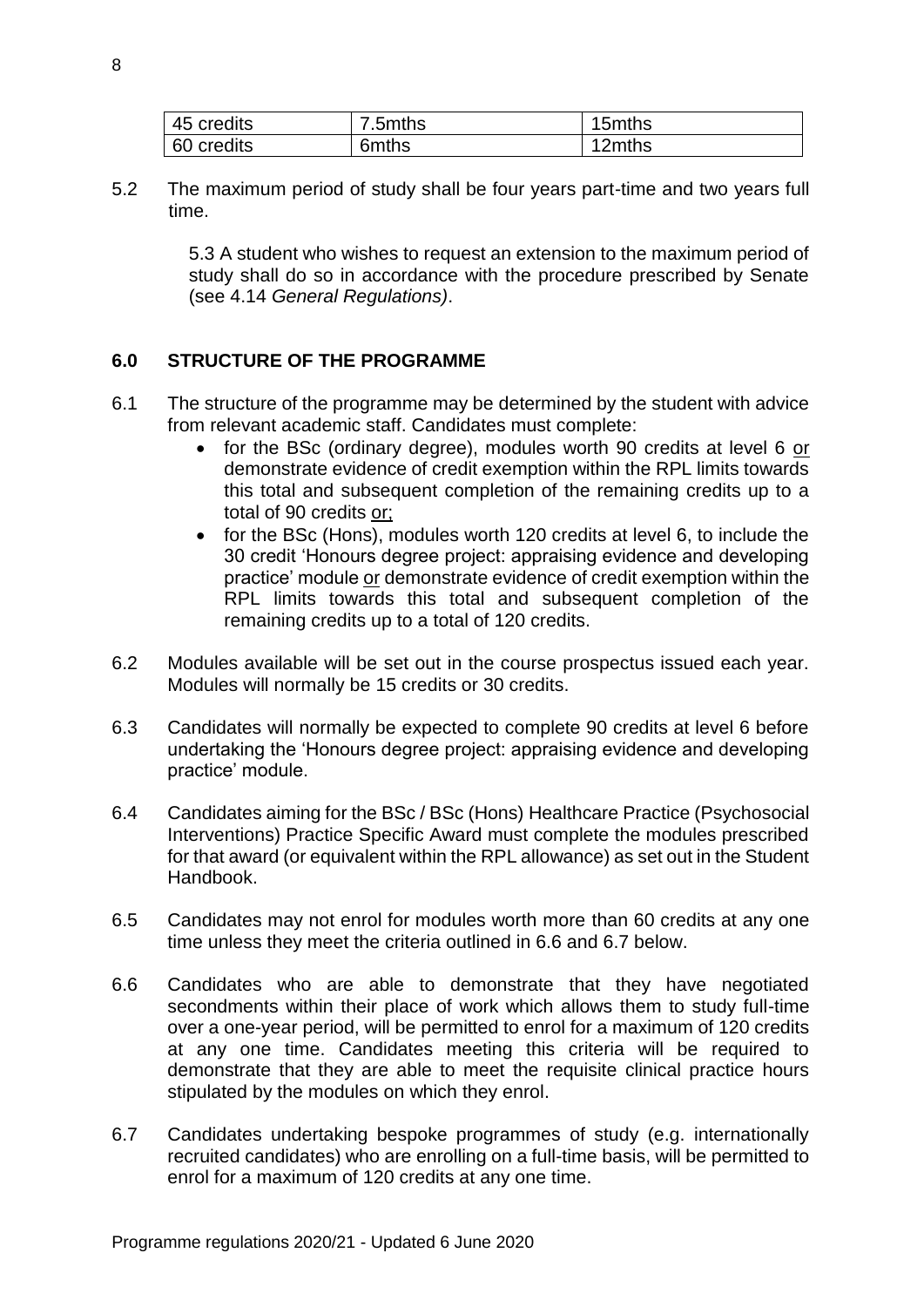| 45 credits | 7.5mths | 15mths |
|---|---|---|
| 60 credits | 6mths | 12mths |

5.2 The maximum period of study shall be four years part-time and two years full time.

5.3 A student who wishes to request an extension to the maximum period of study shall do so in accordance with the procedure prescribed by Senate (see 4.14 *General Regulations)*.

## 6.0 STRUCTURE OF THE PROGRAMME

6.1 The structure of the programme may be determined by the student with advice from relevant academic staff. Candidates must complete:

- for the BSc (ordinary degree), modules worth 90 credits at level 6 <u>or</u> demonstrate evidence of credit exemption within the RPL limits towards this total and subsequent completion of the remaining credits up to a total of 90 credits <u>or;</u>
- for the BSc (Hons), modules worth 120 credits at level 6, to include the 30 credit 'Honours degree project: appraising evidence and developing practice' module <u>or</u> demonstrate evidence of credit exemption within the RPL limits towards this total and subsequent completion of the remaining credits up to a total of 120 credits.

6.2 Modules available will be set out in the course prospectus issued each year. Modules will normally be 15 credits or 30 credits.

6.3 Candidates will normally be expected to complete 90 credits at level 6 before undertaking the 'Honours degree project: appraising evidence and developing practice' module.

6.4 Candidates aiming for the BSc / BSc (Hons) Healthcare Practice (Psychosocial Interventions) Practice Specific Award must complete the modules prescribed for that award (or equivalent within the RPL allowance) as set out in the Student Handbook.

6.5 Candidates may not enrol for modules worth more than 60 credits at any one time unless they meet the criteria outlined in 6.6 and 6.7 below.

6.6 Candidates who are able to demonstrate that they have negotiated secondments within their place of work which allows them to study full-time over a one-year period, will be permitted to enrol for a maximum of 120 credits at any one time. Candidates meeting this criteria will be required to demonstrate that they are able to meet the requisite clinical practice hours stipulated by the modules on which they enrol.

6.7 Candidates undertaking bespoke programmes of study (e.g. internationally recruited candidates) who are enrolling on a full-time basis, will be permitted to enrol for a maximum of 120 credits at any one time.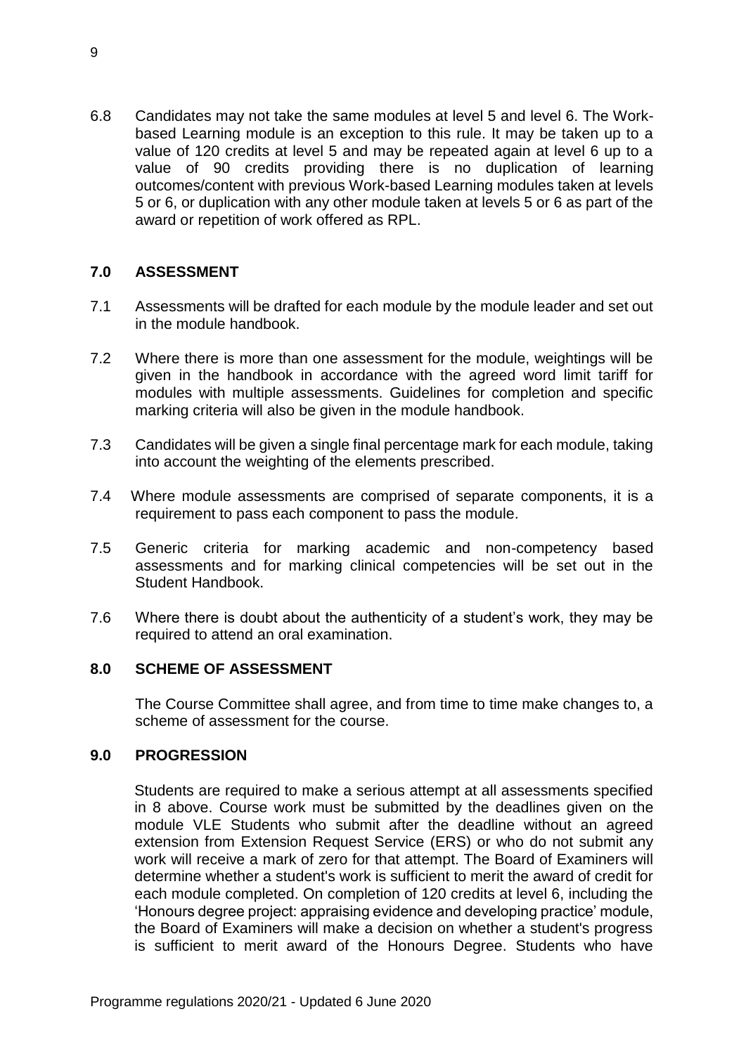6.8 Candidates may not take the same modules at level 5 and level 6. The Work-based Learning module is an exception to this rule. It may be taken up to a value of 120 credits at level 5 and may be repeated again at level 6 up to a value of 90 credits providing there is no duplication of learning outcomes/content with previous Work-based Learning modules taken at levels 5 or 6, or duplication with any other module taken at levels 5 or 6 as part of the award or repetition of work offered as RPL.

## 7.0 ASSESSMENT

7.1 Assessments will be drafted for each module by the module leader and set out in the module handbook.

7.2 Where there is more than one assessment for the module, weightings will be given in the handbook in accordance with the agreed word limit tariff for modules with multiple assessments. Guidelines for completion and specific marking criteria will also be given in the module handbook.

7.3 Candidates will be given a single final percentage mark for each module, taking into account the weighting of the elements prescribed.

7.4 Where module assessments are comprised of separate components, it is a requirement to pass each component to pass the module.

7.5 Generic criteria for marking academic and non-competency based assessments and for marking clinical competencies will be set out in the Student Handbook.

7.6 Where there is doubt about the authenticity of a student's work, they may be required to attend an oral examination.

## 8.0 SCHEME OF ASSESSMENT

The Course Committee shall agree, and from time to time make changes to, a scheme of assessment for the course.

## 9.0 PROGRESSION

Students are required to make a serious attempt at all assessments specified in 8 above. Course work must be submitted by the deadlines given on the module VLE Students who submit after the deadline without an agreed extension from Extension Request Service (ERS) or who do not submit any work will receive a mark of zero for that attempt. The Board of Examiners will determine whether a student's work is sufficient to merit the award of credit for each module completed. On completion of 120 credits at level 6, including the 'Honours degree project: appraising evidence and developing practice' module, the Board of Examiners will make a decision on whether a student's progress is sufficient to merit award of the Honours Degree. Students who have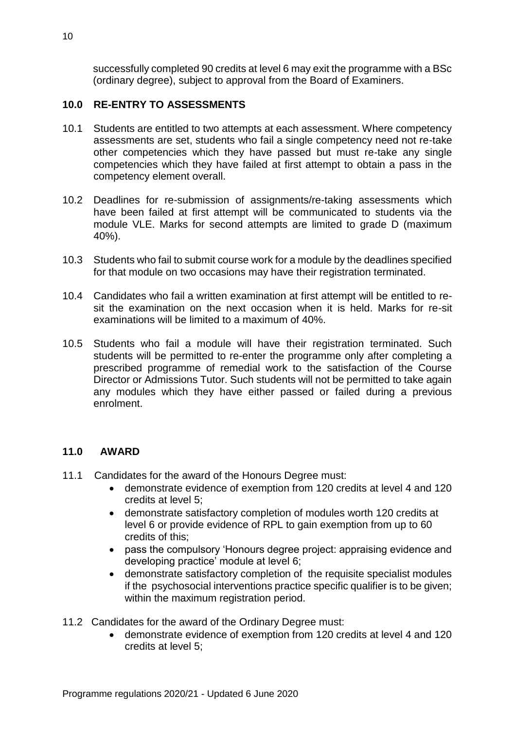successfully completed 90 credits at level 6 may exit the programme with a BSc (ordinary degree), subject to approval from the Board of Examiners.

## 10.0 RE-ENTRY TO ASSESSMENTS

10.1 Students are entitled to two attempts at each assessment. Where competency assessments are set, students who fail a single competency need not re-take other competencies which they have passed but must re-take any single competencies which they have failed at first attempt to obtain a pass in the competency element overall.

10.2 Deadlines for re-submission of assignments/re-taking assessments which have been failed at first attempt will be communicated to students via the module VLE. Marks for second attempts are limited to grade D (maximum 40%).

10.3 Students who fail to submit course work for a module by the deadlines specified for that module on two occasions may have their registration terminated.

10.4 Candidates who fail a written examination at first attempt will be entitled to re-sit the examination on the next occasion when it is held. Marks for re-sit examinations will be limited to a maximum of 40%.

10.5 Students who fail a module will have their registration terminated. Such students will be permitted to re-enter the programme only after completing a prescribed programme of remedial work to the satisfaction of the Course Director or Admissions Tutor. Such students will not be permitted to take again any modules which they have either passed or failed during a previous enrolment.

## 11.0 AWARD

11.1 Candidates for the award of the Honours Degree must:

- demonstrate evidence of exemption from 120 credits at level 4 and 120 credits at level 5;
- demonstrate satisfactory completion of modules worth 120 credits at level 6 or provide evidence of RPL to gain exemption from up to 60 credits of this;
- pass the compulsory 'Honours degree project: appraising evidence and developing practice' module at level 6;
- demonstrate satisfactory completion of the requisite specialist modules if the psychosocial interventions practice specific qualifier is to be given; within the maximum registration period.

11.2 Candidates for the award of the Ordinary Degree must:

- demonstrate evidence of exemption from 120 credits at level 4 and 120 credits at level 5;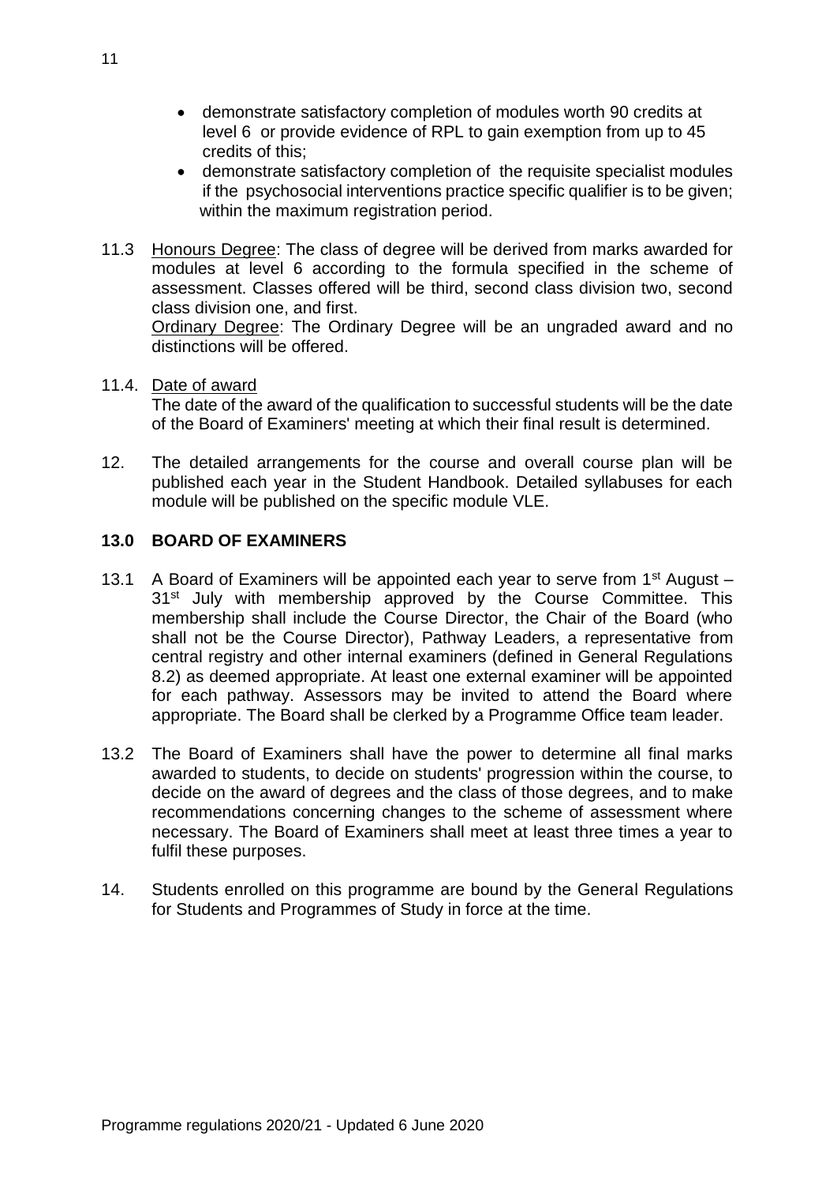- demonstrate satisfactory completion of modules worth 90 credits at level 6 or provide evidence of RPL to gain exemption from up to 45 credits of this;
- demonstrate satisfactory completion of the requisite specialist modules if the psychosocial interventions practice specific qualifier is to be given;

within the maximum registration period.

11.3 Honours Degree: The class of degree will be derived from marks awarded for modules at level 6 according to the formula specified in the scheme of assessment. Classes offered will be third, second class division two, second class division one, and first.
Ordinary Degree: The Ordinary Degree will be an ungraded award and no distinctions will be offered.

11.4. Date of award
The date of the award of the qualification to successful students will be the date of the Board of Examiners' meeting at which their final result is determined.

12. The detailed arrangements for the course and overall course plan will be published each year in the Student Handbook. Detailed syllabuses for each module will be published on the specific module VLE.

## 13.0 BOARD OF EXAMINERS

13.1 A Board of Examiners will be appointed each year to serve from 1st August – 31st July with membership approved by the Course Committee. This membership shall include the Course Director, the Chair of the Board (who shall not be the Course Director), Pathway Leaders, a representative from central registry and other internal examiners (defined in General Regulations 8.2) as deemed appropriate. At least one external examiner will be appointed for each pathway. Assessors may be invited to attend the Board where appropriate. The Board shall be clerked by a Programme Office team leader.

13.2 The Board of Examiners shall have the power to determine all final marks awarded to students, to decide on students' progression within the course, to decide on the award of degrees and the class of those degrees, and to make recommendations concerning changes to the scheme of assessment where necessary. The Board of Examiners shall meet at least three times a year to fulfil these purposes.

14. Students enrolled on this programme are bound by the General Regulations for Students and Programmes of Study in force at the time.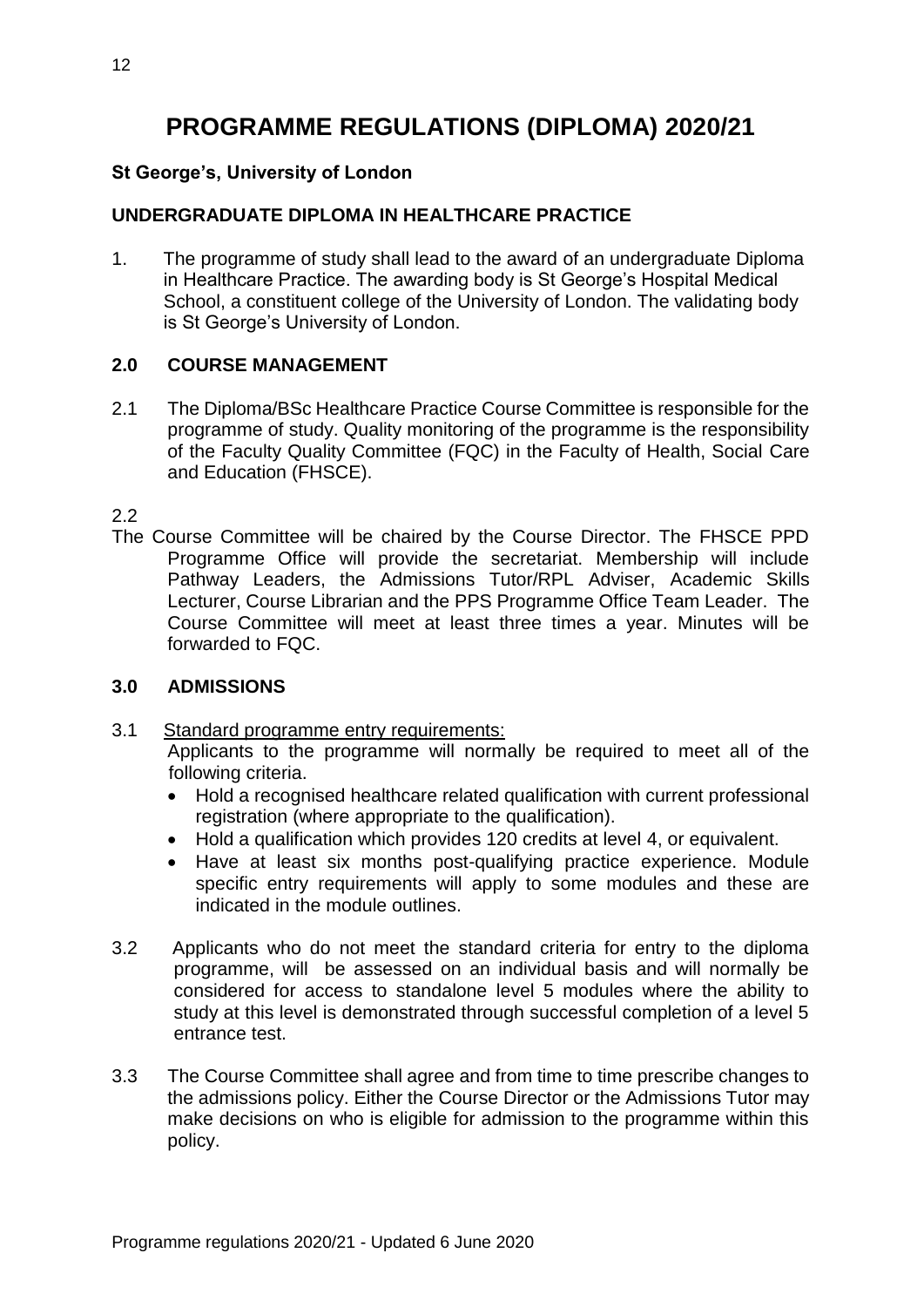# PROGRAMME REGULATIONS (DIPLOMA) 2020/21

**St George's, University of London**

**UNDERGRADUATE DIPLOMA IN HEALTHCARE PRACTICE**

1. The programme of study shall lead to the award of an undergraduate Diploma in Healthcare Practice. The awarding body is St George's Hospital Medical School, a constituent college of the University of London. The validating body is St George's University of London.

## 2.0 COURSE MANAGEMENT

2.1 The Diploma/BSc Healthcare Practice Course Committee is responsible for the programme of study. Quality monitoring of the programme is the responsibility of the Faculty Quality Committee (FQC) in the Faculty of Health, Social Care and Education (FHSCE).

2.2

The Course Committee will be chaired by the Course Director. The FHSCE PPD Programme Office will provide the secretariat. Membership will include Pathway Leaders, the Admissions Tutor/RPL Adviser, Academic Skills Lecturer, Course Librarian and the PPS Programme Office Team Leader. The Course Committee will meet at least three times a year. Minutes will be forwarded to FQC.

## 3.0 ADMISSIONS

3.1 Standard programme entry requirements:
Applicants to the programme will normally be required to meet all of the following criteria.

- Hold a recognised healthcare related qualification with current professional registration (where appropriate to the qualification).
- Hold a qualification which provides 120 credits at level 4, or equivalent.
- Have at least six months post-qualifying practice experience. Module specific entry requirements will apply to some modules and these are indicated in the module outlines.

3.2 Applicants who do not meet the standard criteria for entry to the diploma programme, will be assessed on an individual basis and will normally be considered for access to standalone level 5 modules where the ability to study at this level is demonstrated through successful completion of a level 5 entrance test.

3.3 The Course Committee shall agree and from time to time prescribe changes to the admissions policy. Either the Course Director or the Admissions Tutor may make decisions on who is eligible for admission to the programme within this policy.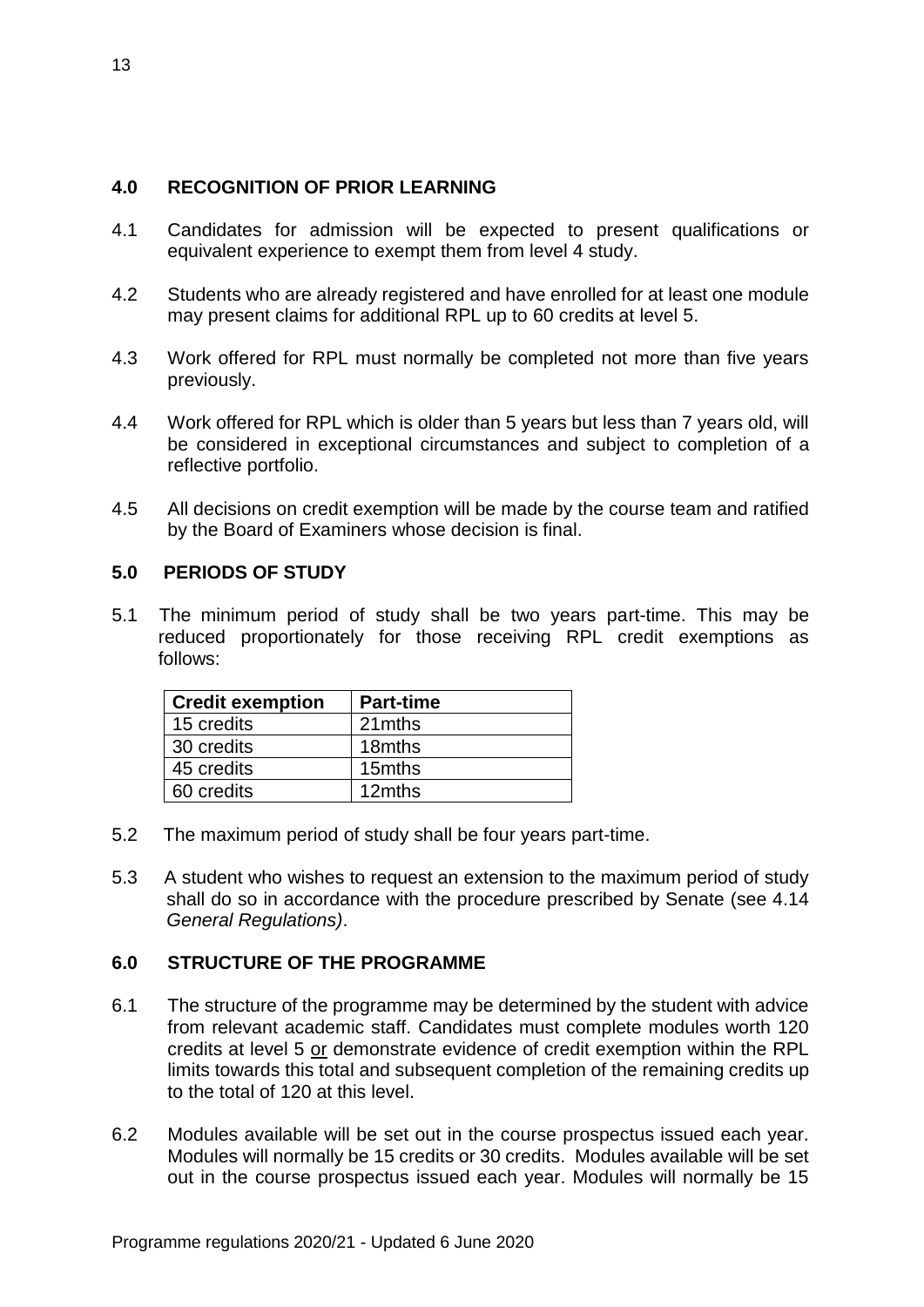## 4.0 RECOGNITION OF PRIOR LEARNING

4.1 Candidates for admission will be expected to present qualifications or equivalent experience to exempt them from level 4 study.

4.2 Students who are already registered and have enrolled for at least one module may present claims for additional RPL up to 60 credits at level 5.

4.3 Work offered for RPL must normally be completed not more than five years previously.

4.4 Work offered for RPL which is older than 5 years but less than 7 years old, will be considered in exceptional circumstances and subject to completion of a reflective portfolio.

4.5 All decisions on credit exemption will be made by the course team and ratified by the Board of Examiners whose decision is final.

## 5.0 PERIODS OF STUDY

5.1 The minimum period of study shall be two years part-time. This may be reduced proportionately for those receiving RPL credit exemptions as follows:

| Credit exemption | Part-time |
|---|---|
| 15 credits | 21mths |
| 30 credits | 18mths |
| 45 credits | 15mths |
| 60 credits | 12mths |

5.2 The maximum period of study shall be four years part-time.

5.3 A student who wishes to request an extension to the maximum period of study shall do so in accordance with the procedure prescribed by Senate (see 4.14 *General Regulations)*.

## 6.0 STRUCTURE OF THE PROGRAMME

6.1 The structure of the programme may be determined by the student with advice from relevant academic staff. Candidates must complete modules worth 120 credits at level 5 <u>or</u> demonstrate evidence of credit exemption within the RPL limits towards this total and subsequent completion of the remaining credits up to the total of 120 at this level.

6.2 Modules available will be set out in the course prospectus issued each year. Modules will normally be 15 credits or 30 credits. Modules available will be set out in the course prospectus issued each year. Modules will normally be 15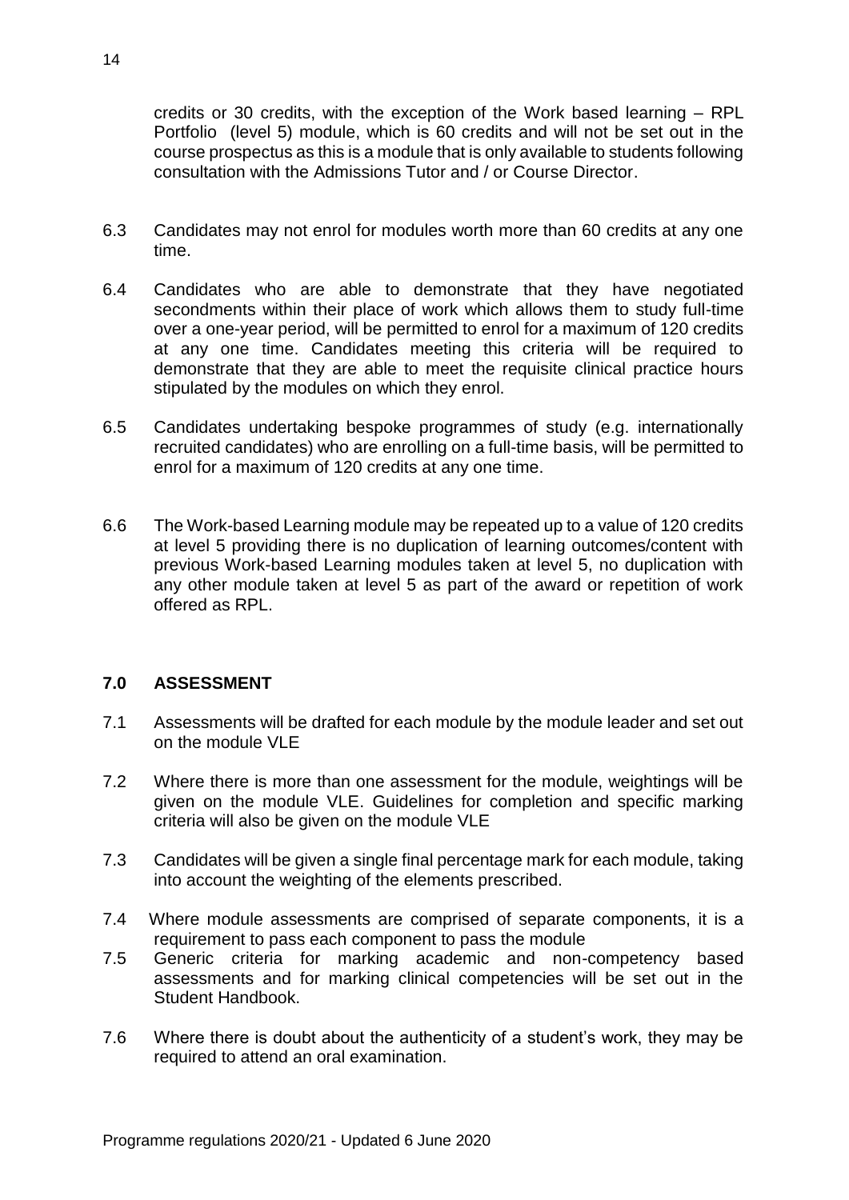credits or 30 credits, with the exception of the Work based learning – RPL Portfolio (level 5) module, which is 60 credits and will not be set out in the course prospectus as this is a module that is only available to students following consultation with the Admissions Tutor and / or Course Director.

6.3 Candidates may not enrol for modules worth more than 60 credits at any one time.

6.4 Candidates who are able to demonstrate that they have negotiated secondments within their place of work which allows them to study full-time over a one-year period, will be permitted to enrol for a maximum of 120 credits at any one time. Candidates meeting this criteria will be required to demonstrate that they are able to meet the requisite clinical practice hours stipulated by the modules on which they enrol.

6.5 Candidates undertaking bespoke programmes of study (e.g. internationally recruited candidates) who are enrolling on a full-time basis, will be permitted to enrol for a maximum of 120 credits at any one time.

6.6 The Work-based Learning module may be repeated up to a value of 120 credits at level 5 providing there is no duplication of learning outcomes/content with previous Work-based Learning modules taken at level 5, no duplication with any other module taken at level 5 as part of the award or repetition of work offered as RPL.

## 7.0 ASSESSMENT

7.1 Assessments will be drafted for each module by the module leader and set out on the module VLE

7.2 Where there is more than one assessment for the module, weightings will be given on the module VLE. Guidelines for completion and specific marking criteria will also be given on the module VLE

7.3 Candidates will be given a single final percentage mark for each module, taking into account the weighting of the elements prescribed.

7.4 Where module assessments are comprised of separate components, it is a requirement to pass each component to pass the module

7.5 Generic criteria for marking academic and non-competency based assessments and for marking clinical competencies will be set out in the Student Handbook.

7.6 Where there is doubt about the authenticity of a student's work, they may be required to attend an oral examination.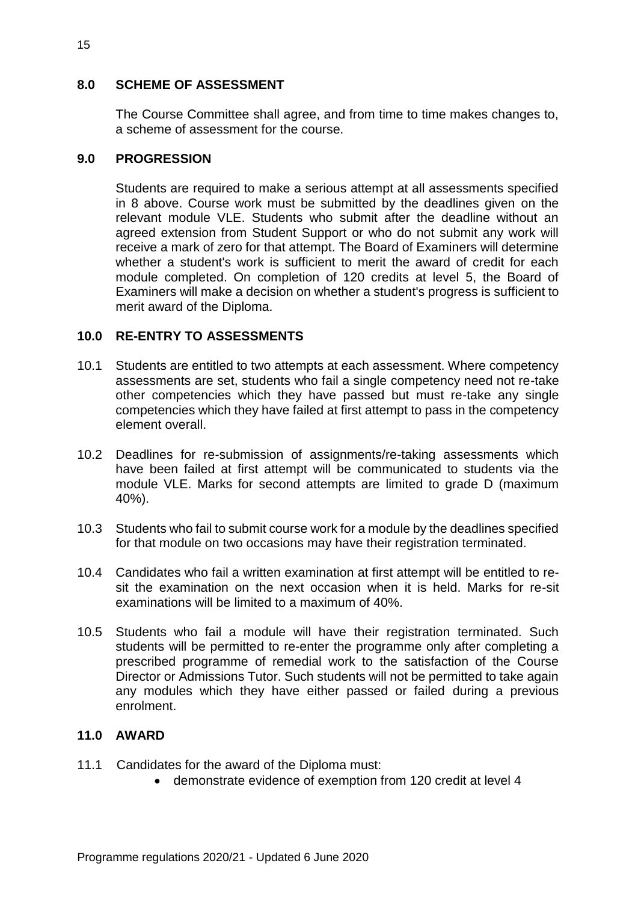## 8.0 SCHEME OF ASSESSMENT

The Course Committee shall agree, and from time to time makes changes to, a scheme of assessment for the course.

## 9.0 PROGRESSION

Students are required to make a serious attempt at all assessments specified in 8 above. Course work must be submitted by the deadlines given on the relevant module VLE. Students who submit after the deadline without an agreed extension from Student Support or who do not submit any work will receive a mark of zero for that attempt. The Board of Examiners will determine whether a student's work is sufficient to merit the award of credit for each module completed. On completion of 120 credits at level 5, the Board of Examiners will make a decision on whether a student's progress is sufficient to merit award of the Diploma.

## 10.0 RE-ENTRY TO ASSESSMENTS

10.1 Students are entitled to two attempts at each assessment. Where competency assessments are set, students who fail a single competency need not re-take other competencies which they have passed but must re-take any single competencies which they have failed at first attempt to pass in the competency element overall.

10.2 Deadlines for re-submission of assignments/re-taking assessments which have been failed at first attempt will be communicated to students via the module VLE. Marks for second attempts are limited to grade D (maximum 40%).

10.3 Students who fail to submit course work for a module by the deadlines specified for that module on two occasions may have their registration terminated.

10.4 Candidates who fail a written examination at first attempt will be entitled to re-sit the examination on the next occasion when it is held. Marks for re-sit examinations will be limited to a maximum of 40%.

10.5 Students who fail a module will have their registration terminated. Such students will be permitted to re-enter the programme only after completing a prescribed programme of remedial work to the satisfaction of the Course Director or Admissions Tutor. Such students will not be permitted to take again any modules which they have either passed or failed during a previous enrolment.

## 11.0 AWARD

11.1 Candidates for the award of the Diploma must:

- demonstrate evidence of exemption from 120 credit at level 4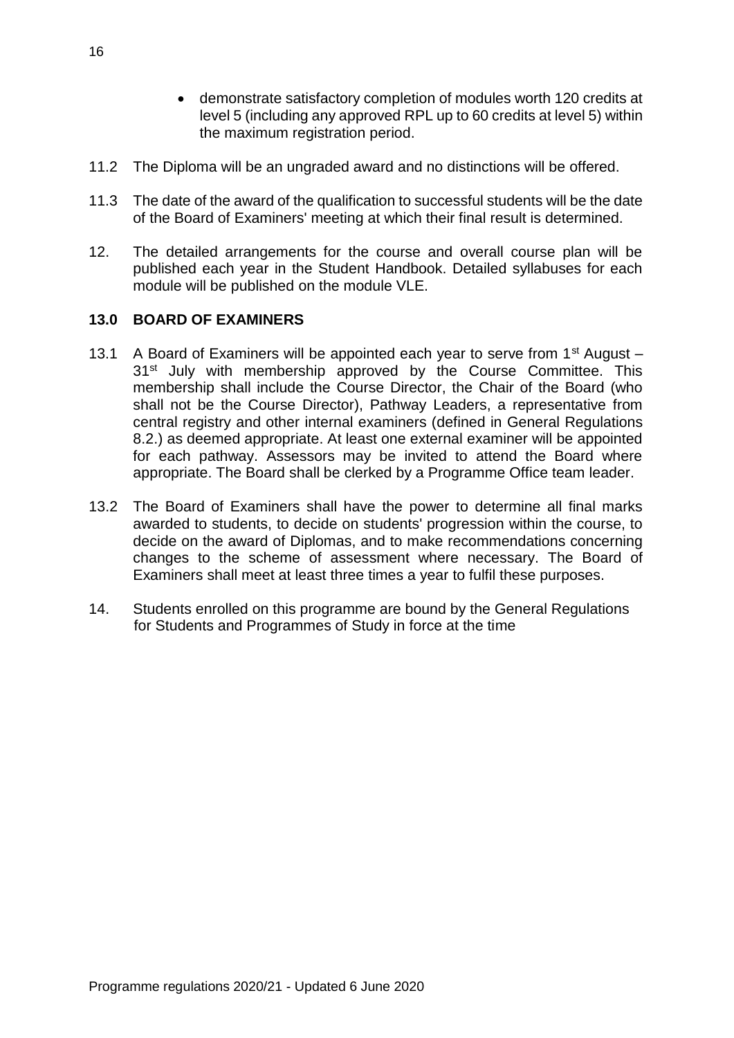- demonstrate satisfactory completion of modules worth 120 credits at level 5 (including any approved RPL up to 60 credits at level 5) within the maximum registration period.

11.2 The Diploma will be an ungraded award and no distinctions will be offered.

11.3 The date of the award of the qualification to successful students will be the date of the Board of Examiners' meeting at which their final result is determined.

12. The detailed arrangements for the course and overall course plan will be published each year in the Student Handbook. Detailed syllabuses for each module will be published on the module VLE.

## 13.0 BOARD OF EXAMINERS

13.1 A Board of Examiners will be appointed each year to serve from 1st August – 31st July with membership approved by the Course Committee. This membership shall include the Course Director, the Chair of the Board (who shall not be the Course Director), Pathway Leaders, a representative from central registry and other internal examiners (defined in General Regulations 8.2.) as deemed appropriate. At least one external examiner will be appointed for each pathway. Assessors may be invited to attend the Board where appropriate. The Board shall be clerked by a Programme Office team leader.

13.2 The Board of Examiners shall have the power to determine all final marks awarded to students, to decide on students' progression within the course, to decide on the award of Diplomas, and to make recommendations concerning changes to the scheme of assessment where necessary. The Board of Examiners shall meet at least three times a year to fulfil these purposes.

14. Students enrolled on this programme are bound by the General Regulations for Students and Programmes of Study in force at the time